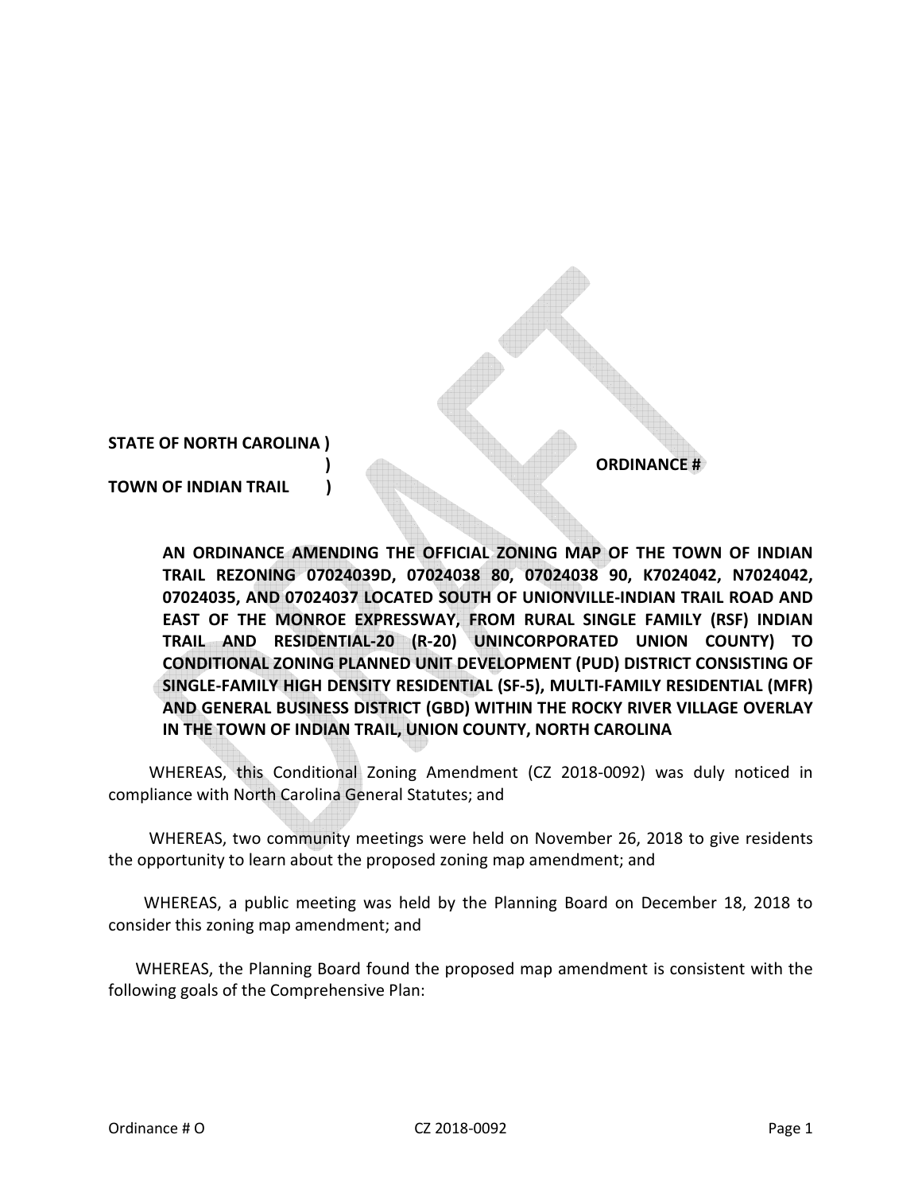**STATE OF NORTH CAROLINA )**
**)** **ORDINANCE #**
**TOWN OF INDIAN TRAIL )**

**AN ORDINANCE AMENDING THE OFFICIAL ZONING MAP OF THE TOWN OF INDIAN TRAIL REZONING 07024039D, 07024038 80, 07024038 90, K7024042, N7024042, 07024035, AND 07024037 LOCATED SOUTH OF UNIONVILLE-INDIAN TRAIL ROAD AND EAST OF THE MONROE EXPRESSWAY, FROM RURAL SINGLE FAMILY (RSF) INDIAN TRAIL AND RESIDENTIAL-20 (R-20) UNINCORPORATED UNION COUNTY) TO CONDITIONAL ZONING PLANNED UNIT DEVELOPMENT (PUD) DISTRICT CONSISTING OF SINGLE-FAMILY HIGH DENSITY RESIDENTIAL (SF-5), MULTI-FAMILY RESIDENTIAL (MFR) AND GENERAL BUSINESS DISTRICT (GBD) WITHIN THE ROCKY RIVER VILLAGE OVERLAY IN THE TOWN OF INDIAN TRAIL, UNION COUNTY, NORTH CAROLINA**

WHEREAS, this Conditional Zoning Amendment (CZ 2018-0092) was duly noticed in compliance with North Carolina General Statutes; and

WHEREAS, two community meetings were held on November 26, 2018 to give residents the opportunity to learn about the proposed zoning map amendment; and

WHEREAS, a public meeting was held by the Planning Board on December 18, 2018 to consider this zoning map amendment; and

WHEREAS, the Planning Board found the proposed map amendment is consistent with the following goals of the Comprehensive Plan: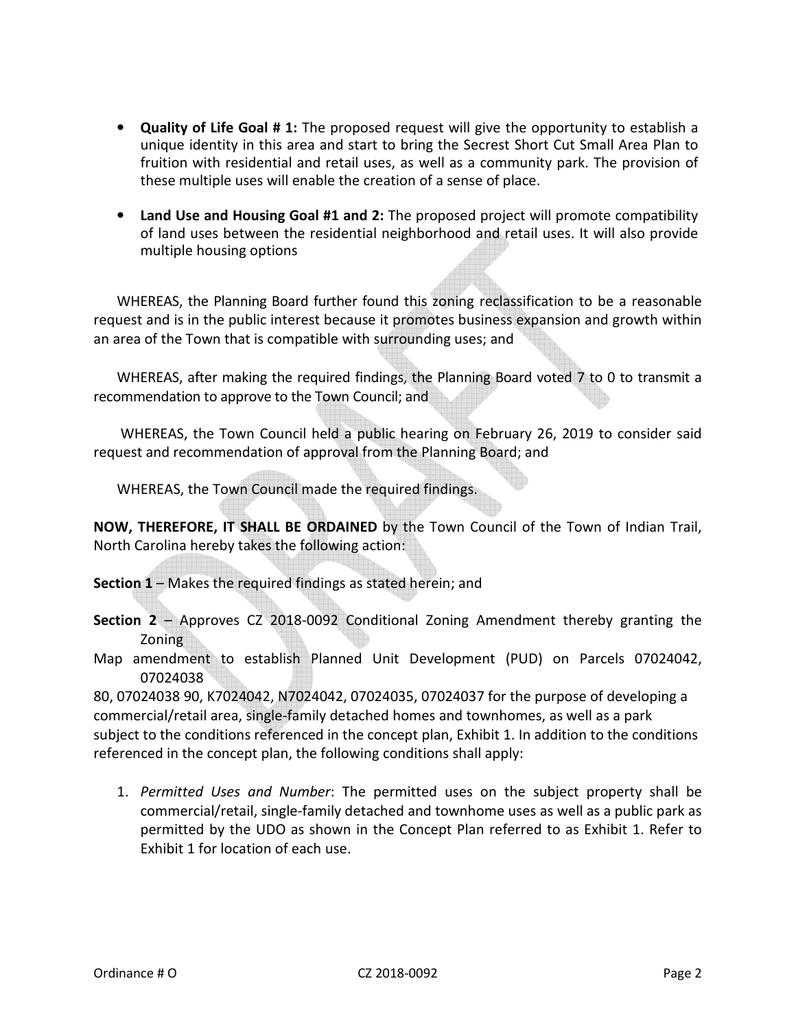- **Quality of Life Goal # 1:** The proposed request will give the opportunity to establish a unique identity in this area and start to bring the Secrest Short Cut Small Area Plan to fruition with residential and retail uses, as well as a community park. The provision of these multiple uses will enable the creation of a sense of place.

- **Land Use and Housing Goal #1 and 2:** The proposed project will promote compatibility of land uses between the residential neighborhood and retail uses. It will also provide multiple housing options

WHEREAS, the Planning Board further found this zoning reclassification to be a reasonable request and is in the public interest because it promotes business expansion and growth within an area of the Town that is compatible with surrounding uses; and

WHEREAS, after making the required findings, the Planning Board voted 7 to 0 to transmit a recommendation to approve to the Town Council; and

WHEREAS, the Town Council held a public hearing on February 26, 2019 to consider said request and recommendation of approval from the Planning Board; and

WHEREAS, the Town Council made the required findings.

**NOW, THEREFORE, IT SHALL BE ORDAINED** by the Town Council of the Town of Indian Trail, North Carolina hereby takes the following action:

**Section 1** – Makes the required findings as stated herein; and

**Section 2** – Approves CZ 2018-0092 Conditional Zoning Amendment thereby granting the Zoning Map amendment to establish Planned Unit Development (PUD) on Parcels 07024042, 07024038 80, 07024038 90, K7024042, N7024042, 07024035, 07024037 for the purpose of developing a commercial/retail area, single-family detached homes and townhomes, as well as a park subject to the conditions referenced in the concept plan, Exhibit 1. In addition to the conditions referenced in the concept plan, the following conditions shall apply:

1. *Permitted Uses and Number*: The permitted uses on the subject property shall be commercial/retail, single-family detached and townhome uses as well as a public park as permitted by the UDO as shown in the Concept Plan referred to as Exhibit 1. Refer to Exhibit 1 for location of each use.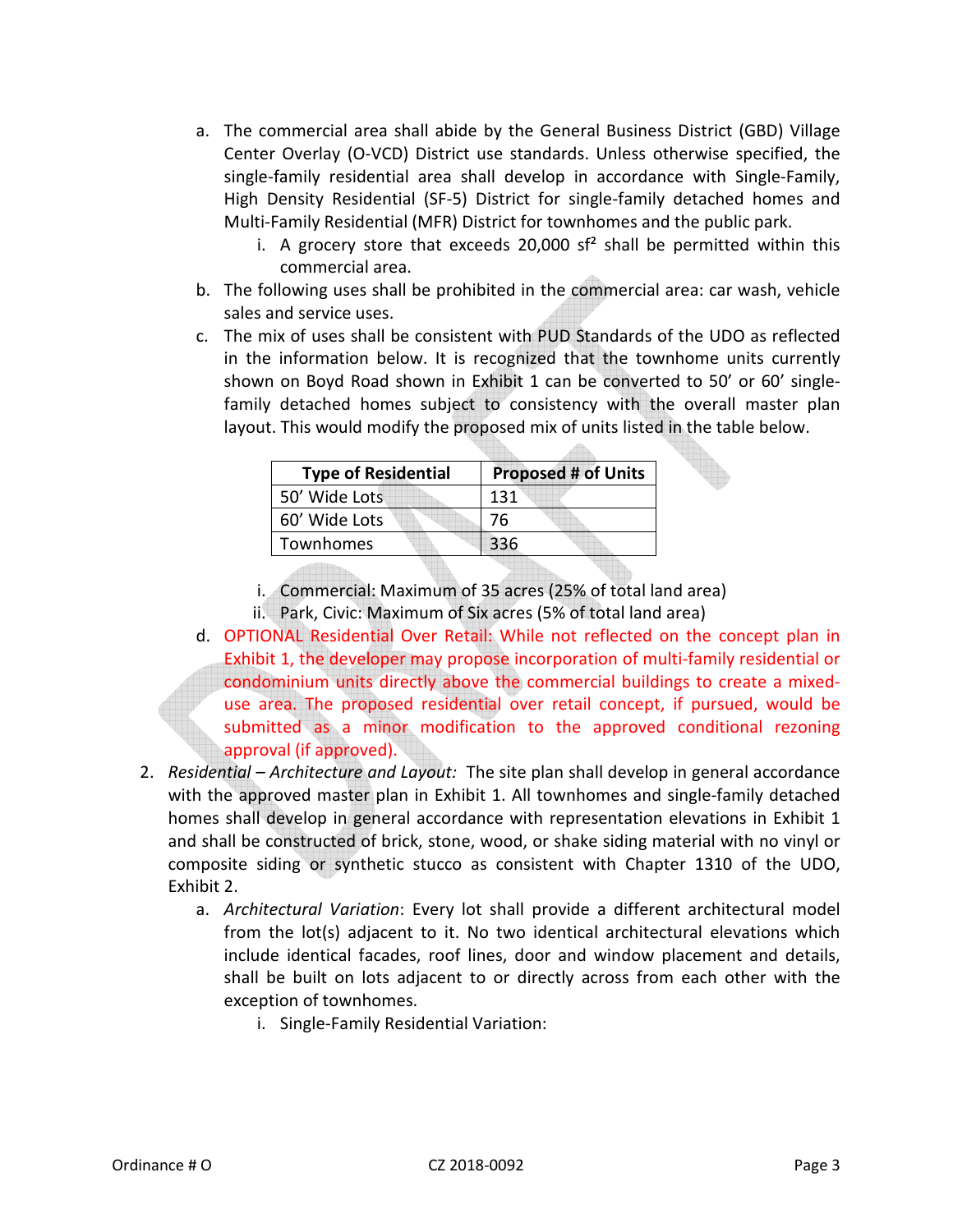a. The commercial area shall abide by the General Business District (GBD) Village Center Overlay (O-VCD) District use standards. Unless otherwise specified, the single-family residential area shall develop in accordance with Single-Family, High Density Residential (SF-5) District for single-family detached homes and Multi-Family Residential (MFR) District for townhomes and the public park.
   i. A grocery store that exceeds 20,000 sf² shall be permitted within this commercial area.

b. The following uses shall be prohibited in the commercial area: car wash, vehicle sales and service uses.

c. The mix of uses shall be consistent with PUD Standards of the UDO as reflected in the information below. It is recognized that the townhome units currently shown on Boyd Road shown in Exhibit 1 can be converted to 50' or 60' single-family detached homes subject to consistency with the overall master plan layout. This would modify the proposed mix of units listed in the table below.

| Type of Residential | Proposed # of Units |
|---|---|
| 50' Wide Lots | 131 |
| 60' Wide Lots | 76 |
| Townhomes | 336 |

   i. Commercial: Maximum of 35 acres (25% of total land area)
   ii. Park, Civic: Maximum of Six acres (5% of total land area)

d. OPTIONAL Residential Over Retail: While not reflected on the concept plan in Exhibit 1, the developer may propose incorporation of multi-family residential or condominium units directly above the commercial buildings to create a mixed-use area. The proposed residential over retail concept, if pursued, would be submitted as a minor modification to the approved conditional rezoning approval (if approved).

2. *Residential – Architecture and Layout:* The site plan shall develop in general accordance with the approved master plan in Exhibit 1. All townhomes and single-family detached homes shall develop in general accordance with representation elevations in Exhibit 1 and shall be constructed of brick, stone, wood, or shake siding material with no vinyl or composite siding or synthetic stucco as consistent with Chapter 1310 of the UDO, Exhibit 2.

   a. *Architectural Variation*: Every lot shall provide a different architectural model from the lot(s) adjacent to it. No two identical architectural elevations which include identical facades, roof lines, door and window placement and details, shall be built on lots adjacent to or directly across from each other with the exception of townhomes.
      i. Single-Family Residential Variation: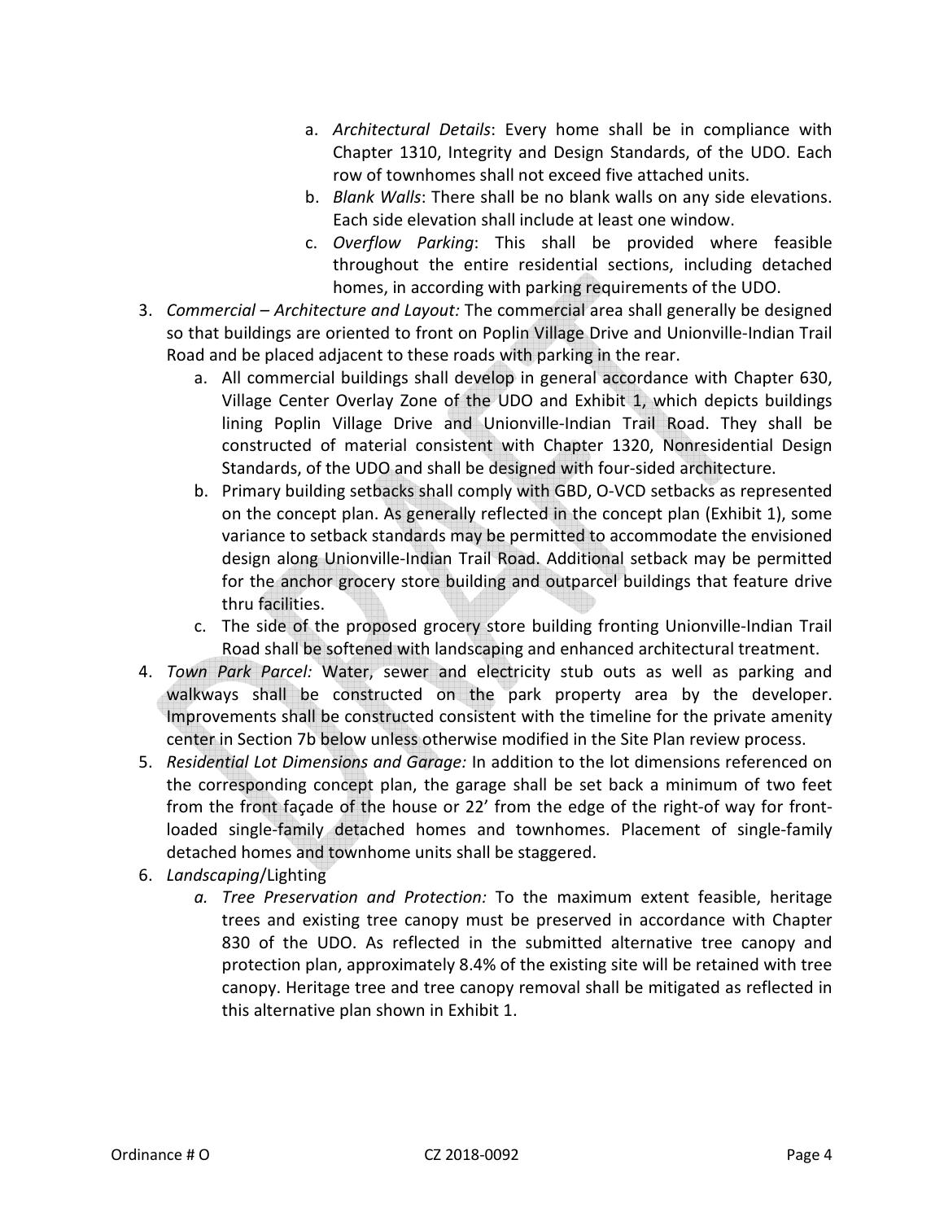a. *Architectural Details*: Every home shall be in compliance with Chapter 1310, Integrity and Design Standards, of the UDO. Each row of townhomes shall not exceed five attached units.
b. *Blank Walls*: There shall be no blank walls on any side elevations. Each side elevation shall include at least one window.
c. *Overflow Parking*: This shall be provided where feasible throughout the entire residential sections, including detached homes, in according with parking requirements of the UDO.

3. *Commercial – Architecture and Layout:* The commercial area shall generally be designed so that buildings are oriented to front on Poplin Village Drive and Unionville-Indian Trail Road and be placed adjacent to these roads with parking in the rear.
   a. All commercial buildings shall develop in general accordance with Chapter 630, Village Center Overlay Zone of the UDO and Exhibit 1, which depicts buildings lining Poplin Village Drive and Unionville-Indian Trail Road. They shall be constructed of material consistent with Chapter 1320, Nonresidential Design Standards, of the UDO and shall be designed with four-sided architecture.
   b. Primary building setbacks shall comply with GBD, O-VCD setbacks as represented on the concept plan. As generally reflected in the concept plan (Exhibit 1), some variance to setback standards may be permitted to accommodate the envisioned design along Unionville-Indian Trail Road. Additional setback may be permitted for the anchor grocery store building and outparcel buildings that feature drive thru facilities.
   c. The side of the proposed grocery store building fronting Unionville-Indian Trail Road shall be softened with landscaping and enhanced architectural treatment.
4. *Town Park Parcel:* Water, sewer and electricity stub outs as well as parking and walkways shall be constructed on the park property area by the developer. Improvements shall be constructed consistent with the timeline for the private amenity center in Section 7b below unless otherwise modified in the Site Plan review process.
5. *Residential Lot Dimensions and Garage:* In addition to the lot dimensions referenced on the corresponding concept plan, the garage shall be set back a minimum of two feet from the front façade of the house or 22' from the edge of the right-of way for front-loaded single-family detached homes and townhomes. Placement of single-family detached homes and townhome units shall be staggered.
6. *Landscaping*/Lighting
   a. *Tree Preservation and Protection:* To the maximum extent feasible, heritage trees and existing tree canopy must be preserved in accordance with Chapter 830 of the UDO. As reflected in the submitted alternative tree canopy and protection plan, approximately 8.4% of the existing site will be retained with tree canopy. Heritage tree and tree canopy removal shall be mitigated as reflected in this alternative plan shown in Exhibit 1.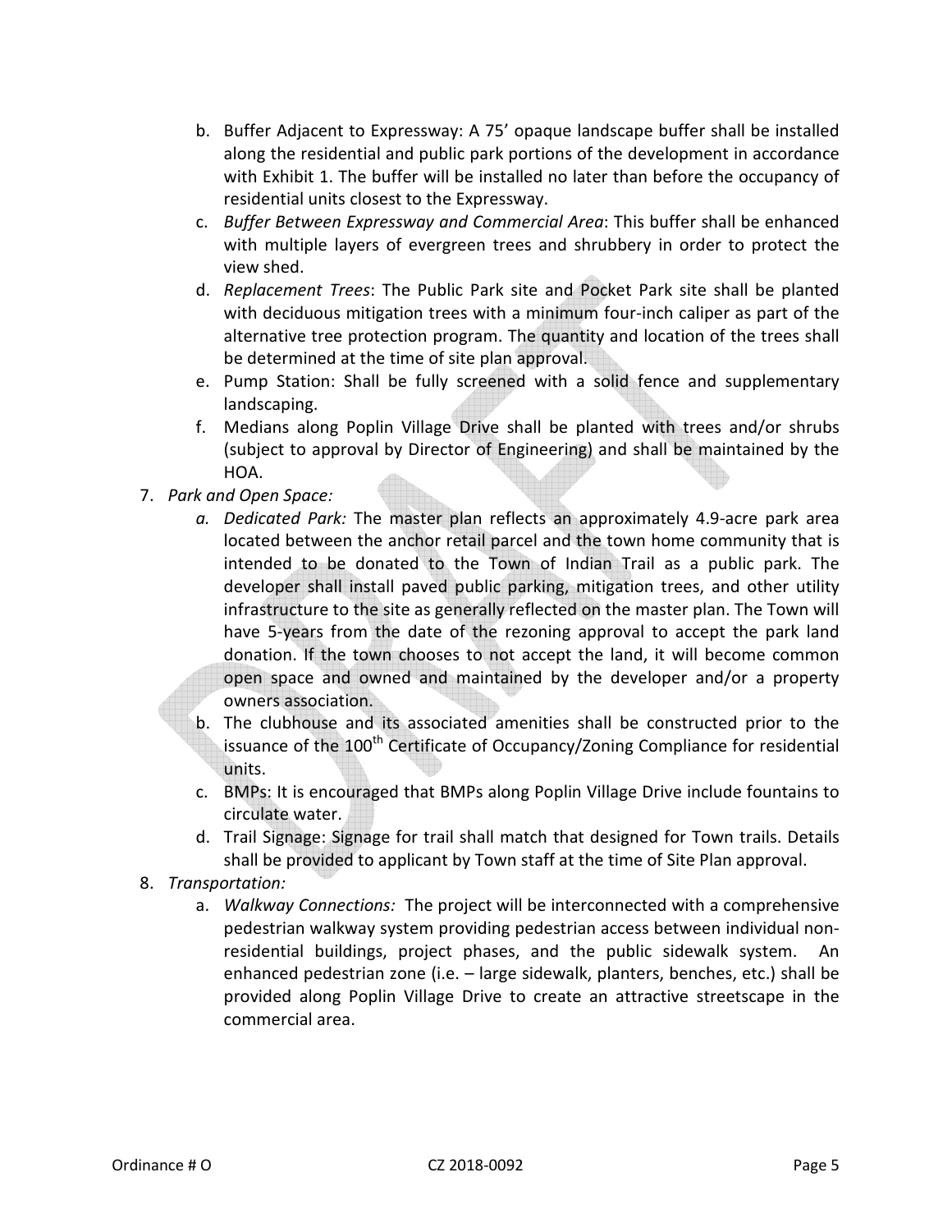b. Buffer Adjacent to Expressway: A 75' opaque landscape buffer shall be installed along the residential and public park portions of the development in accordance with Exhibit 1. The buffer will be installed no later than before the occupancy of residential units closest to the Expressway.
   c. *Buffer Between Expressway and Commercial Area*: This buffer shall be enhanced with multiple layers of evergreen trees and shrubbery in order to protect the view shed.
   d. *Replacement Trees*: The Public Park site and Pocket Park site shall be planted with deciduous mitigation trees with a minimum four-inch caliper as part of the alternative tree protection program. The quantity and location of the trees shall be determined at the time of site plan approval.
   e. Pump Station: Shall be fully screened with a solid fence and supplementary landscaping.
   f. Medians along Poplin Village Drive shall be planted with trees and/or shrubs (subject to approval by Director of Engineering) and shall be maintained by the HOA.

7. *Park and Open Space:*
   a. *Dedicated Park:* The master plan reflects an approximately 4.9-acre park area located between the anchor retail parcel and the town home community that is intended to be donated to the Town of Indian Trail as a public park. The developer shall install paved public parking, mitigation trees, and other utility infrastructure to the site as generally reflected on the master plan. The Town will have 5-years from the date of the rezoning approval to accept the park land donation. If the town chooses to not accept the land, it will become common open space and owned and maintained by the developer and/or a property owners association.
   b. The clubhouse and its associated amenities shall be constructed prior to the issuance of the 100th Certificate of Occupancy/Zoning Compliance for residential units.
   c. BMPs: It is encouraged that BMPs along Poplin Village Drive include fountains to circulate water.
   d. Trail Signage: Signage for trail shall match that designed for Town trails. Details shall be provided to applicant by Town staff at the time of Site Plan approval.

8. *Transportation:*
   a. *Walkway Connections:* The project will be interconnected with a comprehensive pedestrian walkway system providing pedestrian access between individual non-residential buildings, project phases, and the public sidewalk system. An enhanced pedestrian zone (i.e. – large sidewalk, planters, benches, etc.) shall be provided along Poplin Village Drive to create an attractive streetscape in the commercial area.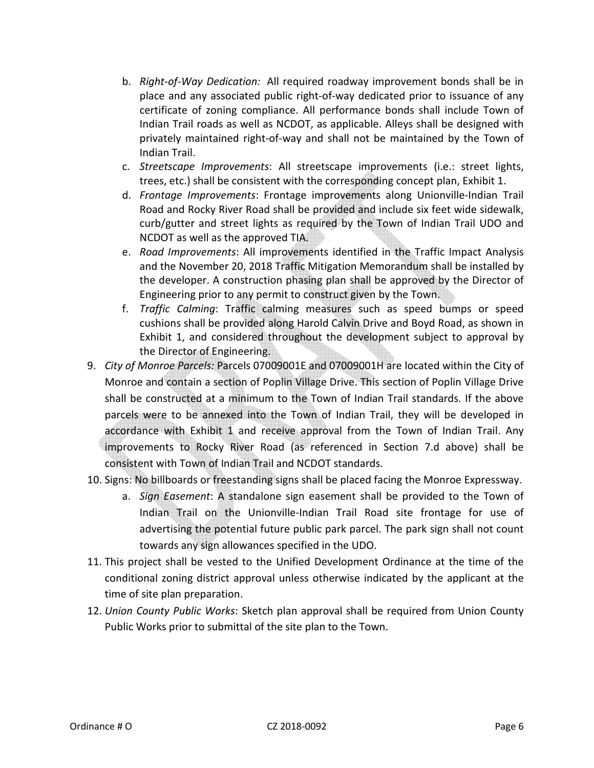b. *Right-of-Way Dedication:* All required roadway improvement bonds shall be in place and any associated public right-of-way dedicated prior to issuance of any certificate of zoning compliance. All performance bonds shall include Town of Indian Trail roads as well as NCDOT, as applicable. Alleys shall be designed with privately maintained right-of-way and shall not be maintained by the Town of Indian Trail.
   c. *Streetscape Improvements*: All streetscape improvements (i.e.: street lights, trees, etc.) shall be consistent with the corresponding concept plan, Exhibit 1.
   d. *Frontage Improvements*: Frontage improvements along Unionville-Indian Trail Road and Rocky River Road shall be provided and include six feet wide sidewalk, curb/gutter and street lights as required by the Town of Indian Trail UDO and NCDOT as well as the approved TIA.
   e. *Road Improvements*: All improvements identified in the Traffic Impact Analysis and the November 20, 2018 Traffic Mitigation Memorandum shall be installed by the developer. A construction phasing plan shall be approved by the Director of Engineering prior to any permit to construct given by the Town.
   f. *Traffic Calming*: Traffic calming measures such as speed bumps or speed cushions shall be provided along Harold Calvin Drive and Boyd Road, as shown in Exhibit 1, and considered throughout the development subject to approval by the Director of Engineering.

9. *City of Monroe Parcels:* Parcels 07009001E and 07009001H are located within the City of Monroe and contain a section of Poplin Village Drive. This section of Poplin Village Drive shall be constructed at a minimum to the Town of Indian Trail standards. If the above parcels were to be annexed into the Town of Indian Trail, they will be developed in accordance with Exhibit 1 and receive approval from the Town of Indian Trail. Any improvements to Rocky River Road (as referenced in Section 7.d above) shall be consistent with Town of Indian Trail and NCDOT standards.
10. Signs: No billboards or freestanding signs shall be placed facing the Monroe Expressway.
    a. *Sign Easement*: A standalone sign easement shall be provided to the Town of Indian Trail on the Unionville-Indian Trail Road site frontage for use of advertising the potential future public park parcel. The park sign shall not count towards any sign allowances specified in the UDO.
11. This project shall be vested to the Unified Development Ordinance at the time of the conditional zoning district approval unless otherwise indicated by the applicant at the time of site plan preparation.
12. *Union County Public Works*: Sketch plan approval shall be required from Union County Public Works prior to submittal of the site plan to the Town.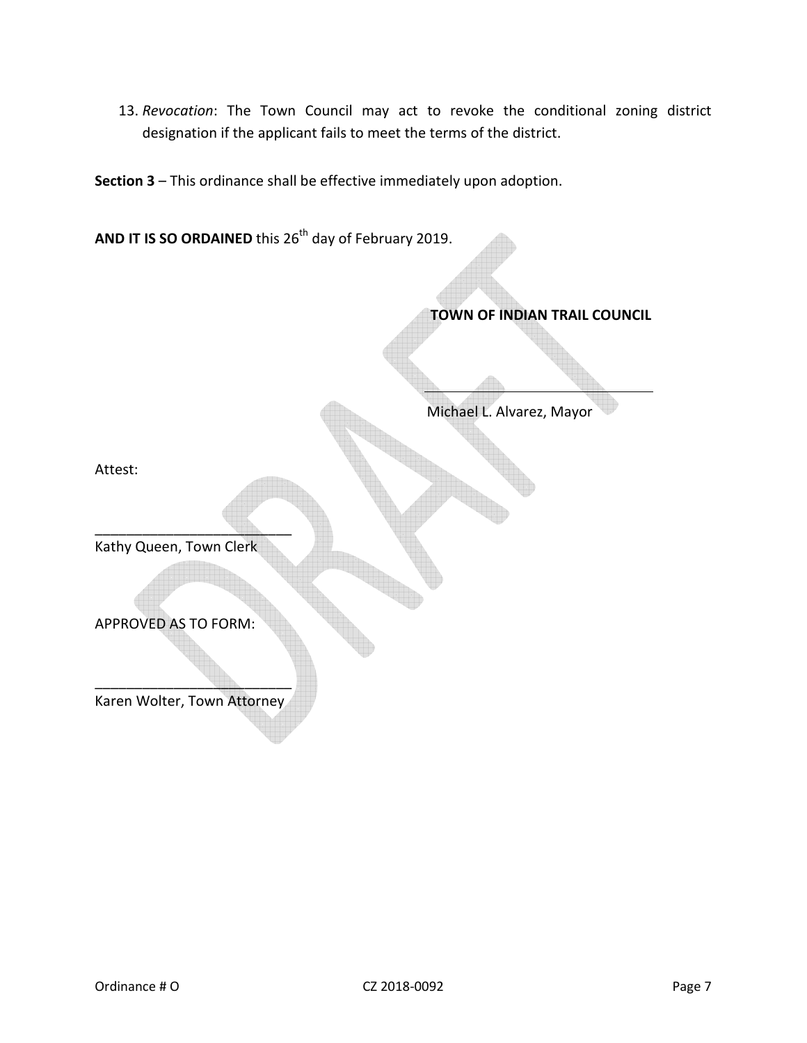13. *Revocation*: The Town Council may act to revoke the conditional zoning district designation if the applicant fails to meet the terms of the district.

**Section 3** – This ordinance shall be effective immediately upon adoption.

**AND IT IS SO ORDAINED** this 26th day of February 2019.

**TOWN OF INDIAN TRAIL COUNCIL**

\_\_\_\_\_\_\_\_\_\_\_\_\_\_\_\_\_\_\_\_\_\_\_\_\_\_\_\_\_\_

Michael L. Alvarez, Mayor

Attest:

\_\_\_\_\_\_\_\_\_\_\_\_\_\_\_\_\_\_\_\_\_\_\_\_\_\_\_\_\_\_

Kathy Queen, Town Clerk

APPROVED AS TO FORM:

\_\_\_\_\_\_\_\_\_\_\_\_\_\_\_\_\_\_\_\_\_\_\_\_\_\_\_\_\_\_

Karen Wolter, Town Attorney

DRAFT